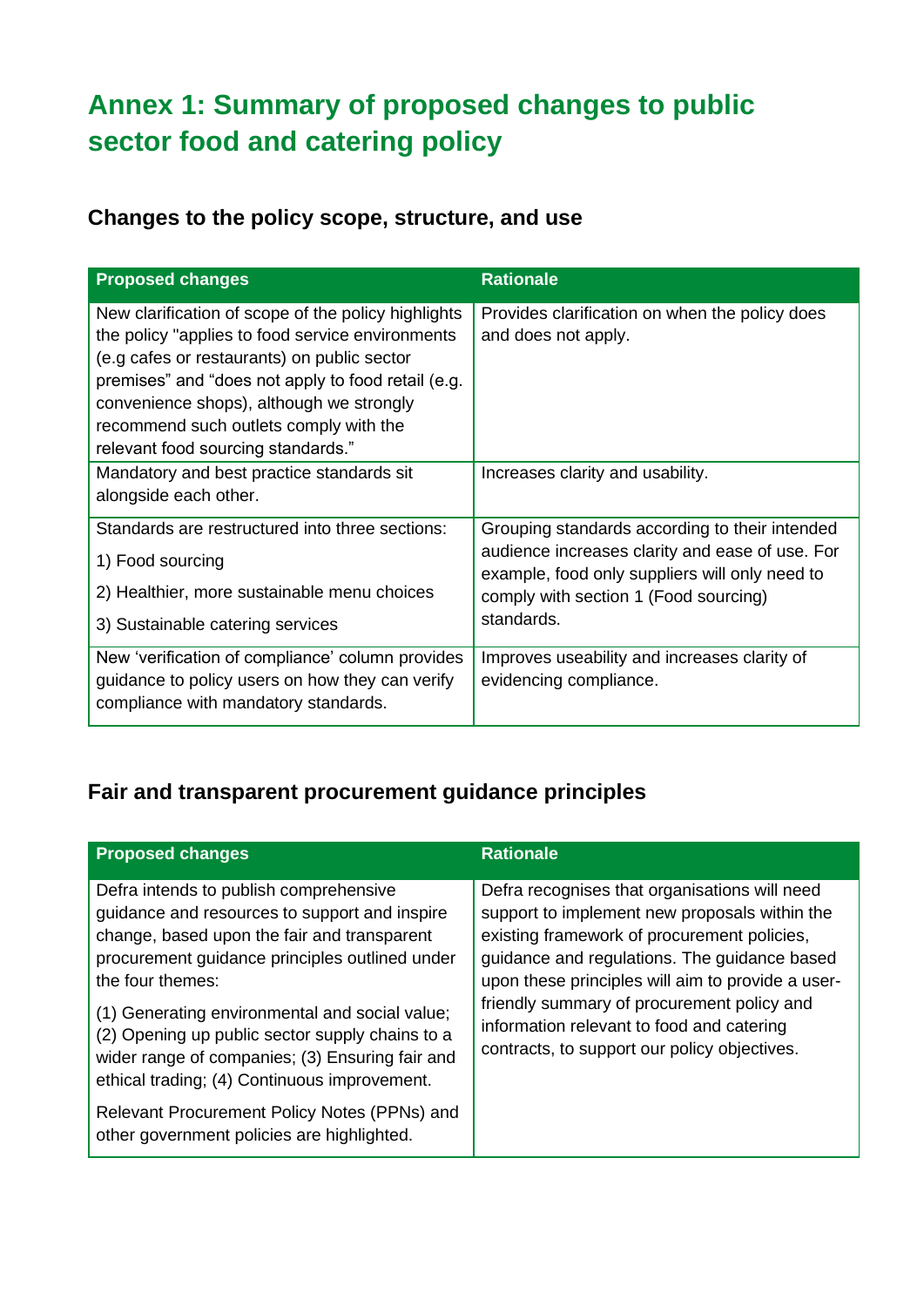# Annex 1: Summary of proposed changes to public sector food and catering policy

## Changes to the policy scope, structure, and use

| Proposed changes | Rationale |
|---|---|
| New clarification of scope of the policy highlights the policy "applies to food service environments (e.g cafes or restaurants) on public sector premises" and "does not apply to food retail (e.g. convenience shops), although we strongly recommend such outlets comply with the relevant food sourcing standards." | Provides clarification on when the policy does and does not apply. |
| Mandatory and best practice standards sit alongside each other. | Increases clarity and usability. |
| Standards are restructured into three sections:<br>1) Food sourcing<br>2) Healthier, more sustainable menu choices<br>3) Sustainable catering services | Grouping standards according to their intended audience increases clarity and ease of use. For example, food only suppliers will only need to comply with section 1 (Food sourcing) standards. |
| New 'verification of compliance' column provides guidance to policy users on how they can verify compliance with mandatory standards. | Improves useability and increases clarity of evidencing compliance. |

## Fair and transparent procurement guidance principles

| Proposed changes | Rationale |
|---|---|
| Defra intends to publish comprehensive guidance and resources to support and inspire change, based upon the fair and transparent procurement guidance principles outlined under the four themes:<br>(1) Generating environmental and social value; (2) Opening up public sector supply chains to a wider range of companies; (3) Ensuring fair and ethical trading; (4) Continuous improvement.<br>Relevant Procurement Policy Notes (PPNs) and other government policies are highlighted. | Defra recognises that organisations will need support to implement new proposals within the existing framework of procurement policies, guidance and regulations. The guidance based upon these principles will aim to provide a user-friendly summary of procurement policy and information relevant to food and catering contracts, to support our policy objectives. |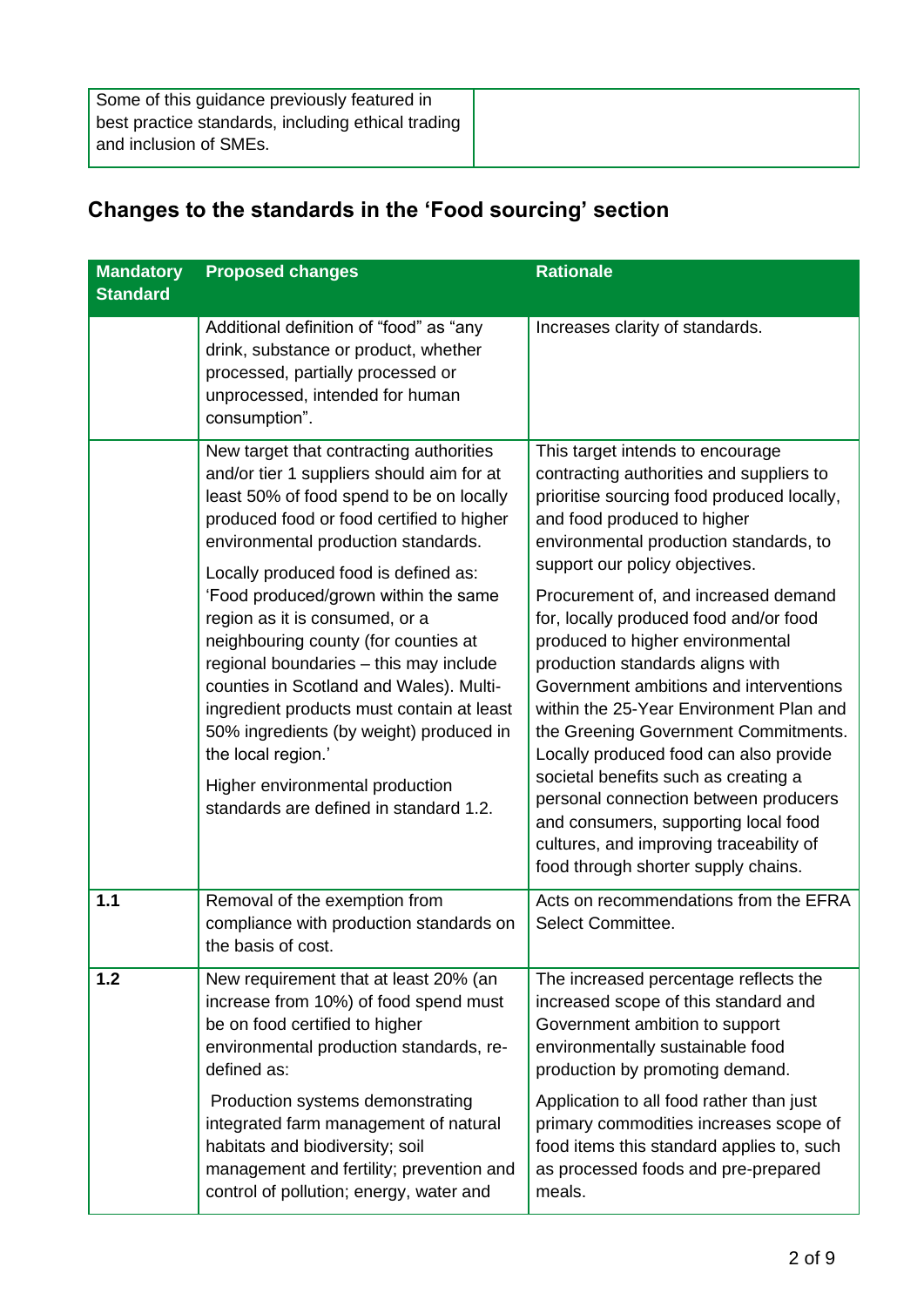| Some of this guidance previously featured in best practice standards, including ethical trading and inclusion of SMEs. | |
|---|---|

## Changes to the standards in the 'Food sourcing' section

| Mandatory Standard | Proposed changes | Rationale |
|---|---|---|
| | Additional definition of "food" as "any drink, substance or product, whether processed, partially processed or unprocessed, intended for human consumption". | Increases clarity of standards. |
| | New target that contracting authorities and/or tier 1 suppliers should aim for at least 50% of food spend to be on locally produced food or food certified to higher environmental production standards.<br><br>Locally produced food is defined as: 'Food produced/grown within the same region as it is consumed, or a neighbouring county (for counties at regional boundaries – this may include counties in Scotland and Wales). Multi-ingredient products must contain at least 50% ingredients (by weight) produced in the local region.'<br><br>Higher environmental production standards are defined in standard 1.2. | This target intends to encourage contracting authorities and suppliers to prioritise sourcing food produced locally, and food produced to higher environmental production standards, to support our policy objectives.<br><br>Procurement of, and increased demand for, locally produced food and/or food produced to higher environmental production standards aligns with Government ambitions and interventions within the 25-Year Environment Plan and the Greening Government Commitments. Locally produced food can also provide societal benefits such as creating a personal connection between producers and consumers, supporting local food cultures, and improving traceability of food through shorter supply chains. |
| 1.1 | Removal of the exemption from compliance with production standards on the basis of cost. | Acts on recommendations from the EFRA Select Committee. |
| 1.2 | New requirement that at least 20% (an increase from 10%) of food spend must be on food certified to higher environmental production standards, re-defined as:<br><br>Production systems demonstrating integrated farm management of natural habitats and biodiversity; soil management and fertility; prevention and control of pollution; energy, water and | The increased percentage reflects the increased scope of this standard and Government ambition to support environmentally sustainable food production by promoting demand.<br><br>Application to all food rather than just primary commodities increases scope of food items this standard applies to, such as processed foods and pre-prepared meals. |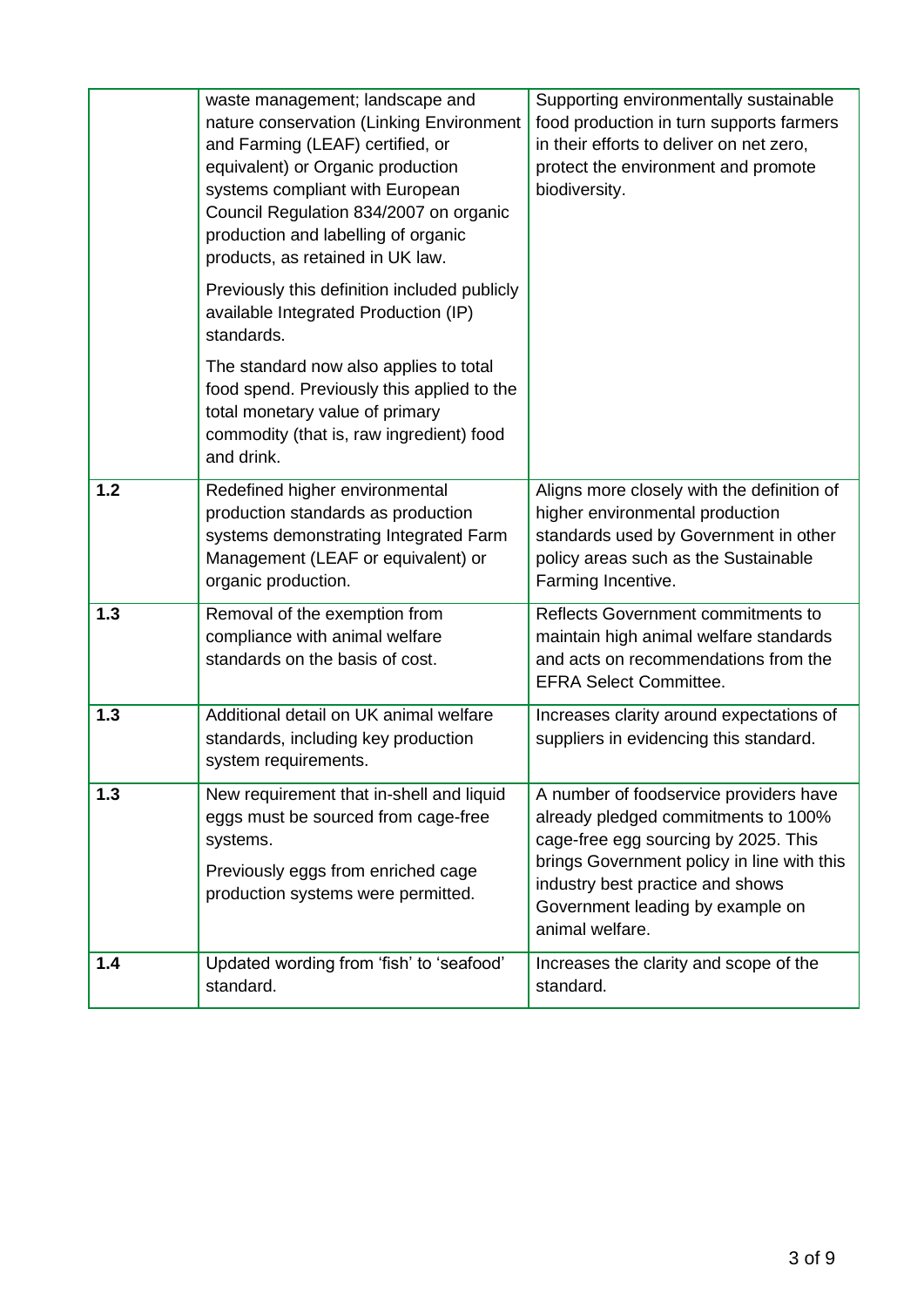| | | |
|---|---|---|
| | waste management; landscape and nature conservation (Linking Environment and Farming (LEAF) certified, or equivalent) or Organic production systems compliant with European Council Regulation 834/2007 on organic production and labelling of organic products, as retained in UK law.<br><br>Previously this definition included publicly available Integrated Production (IP) standards.<br><br>The standard now also applies to total food spend. Previously this applied to the total monetary value of primary commodity (that is, raw ingredient) food and drink. | Supporting environmentally sustainable food production in turn supports farmers in their efforts to deliver on net zero, protect the environment and promote biodiversity. |
| **1.2** | Redefined higher environmental production standards as production systems demonstrating Integrated Farm Management (LEAF or equivalent) or organic production. | Aligns more closely with the definition of higher environmental production standards used by Government in other policy areas such as the Sustainable Farming Incentive. |
| **1.3** | Removal of the exemption from compliance with animal welfare standards on the basis of cost. | Reflects Government commitments to maintain high animal welfare standards and acts on recommendations from the EFRA Select Committee. |
| **1.3** | Additional detail on UK animal welfare standards, including key production system requirements. | Increases clarity around expectations of suppliers in evidencing this standard. |
| **1.3** | New requirement that in-shell and liquid eggs must be sourced from cage-free systems.<br><br>Previously eggs from enriched cage production systems were permitted. | A number of foodservice providers have already pledged commitments to 100% cage-free egg sourcing by 2025. This brings Government policy in line with this industry best practice and shows Government leading by example on animal welfare. |
| **1.4** | Updated wording from 'fish' to 'seafood' standard. | Increases the clarity and scope of the standard. |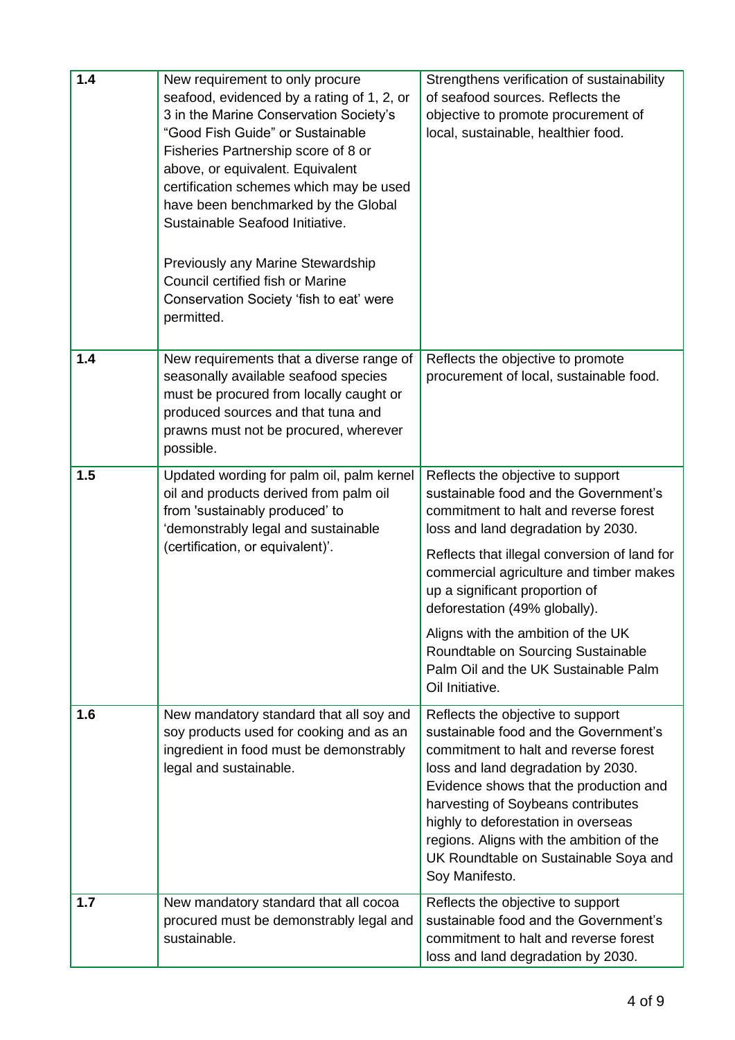| | | |
|---|---|---|
| 1.4 | New requirement to only procure seafood, evidenced by a rating of 1, 2, or 3 in the Marine Conservation Society's "Good Fish Guide" or Sustainable Fisheries Partnership score of 8 or above, or equivalent. Equivalent certification schemes which may be used have been benchmarked by the Global Sustainable Seafood Initiative.<br><br>Previously any Marine Stewardship Council certified fish or Marine Conservation Society 'fish to eat' were permitted. | Strengthens verification of sustainability of seafood sources. Reflects the objective to promote procurement of local, sustainable, healthier food. |
| 1.4 | New requirements that a diverse range of seasonally available seafood species must be procured from locally caught or produced sources and that tuna and prawns must not be procured, wherever possible. | Reflects the objective to promote procurement of local, sustainable food. |
| 1.5 | Updated wording for palm oil, palm kernel oil and products derived from palm oil from 'sustainably produced' to 'demonstrably legal and sustainable (certification, or equivalent)'. | Reflects the objective to support sustainable food and the Government's commitment to halt and reverse forest loss and land degradation by 2030.<br><br>Reflects that illegal conversion of land for commercial agriculture and timber makes up a significant proportion of deforestation (49% globally).<br><br>Aligns with the ambition of the UK Roundtable on Sourcing Sustainable Palm Oil and the UK Sustainable Palm Oil Initiative. |
| 1.6 | New mandatory standard that all soy and soy products used for cooking and as an ingredient in food must be demonstrably legal and sustainable. | Reflects the objective to support sustainable food and the Government's commitment to halt and reverse forest loss and land degradation by 2030. Evidence shows that the production and harvesting of Soybeans contributes highly to deforestation in overseas regions. Aligns with the ambition of the UK Roundtable on Sustainable Soya and Soy Manifesto. |
| 1.7 | New mandatory standard that all cocoa procured must be demonstrably legal and sustainable. | Reflects the objective to support sustainable food and the Government's commitment to halt and reverse forest loss and land degradation by 2030. |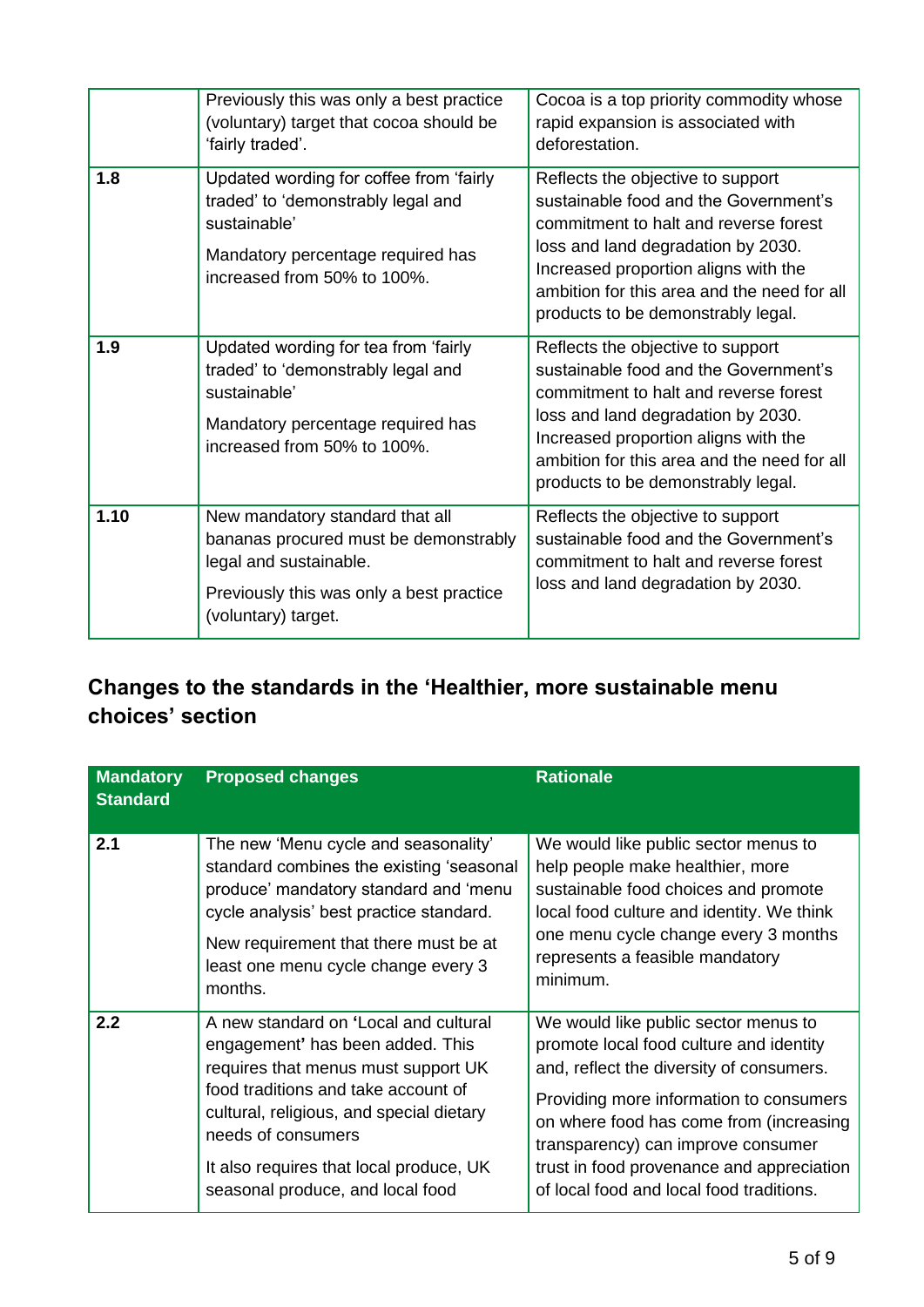| | | |
|---|---|---|
| | Previously this was only a best practice (voluntary) target that cocoa should be 'fairly traded'. | Cocoa is a top priority commodity whose rapid expansion is associated with deforestation. |
| 1.8 | Updated wording for coffee from 'fairly traded' to 'demonstrably legal and sustainable'<br><br>Mandatory percentage required has increased from 50% to 100%. | Reflects the objective to support sustainable food and the Government's commitment to halt and reverse forest loss and land degradation by 2030. Increased proportion aligns with the ambition for this area and the need for all products to be demonstrably legal. |
| 1.9 | Updated wording for tea from 'fairly traded' to 'demonstrably legal and sustainable'<br><br>Mandatory percentage required has increased from 50% to 100%. | Reflects the objective to support sustainable food and the Government's commitment to halt and reverse forest loss and land degradation by 2030. Increased proportion aligns with the ambition for this area and the need for all products to be demonstrably legal. |
| 1.10 | New mandatory standard that all bananas procured must be demonstrably legal and sustainable.<br><br>Previously this was only a best practice (voluntary) target. | Reflects the objective to support sustainable food and the Government's commitment to halt and reverse forest loss and land degradation by 2030. |

## Changes to the standards in the 'Healthier, more sustainable menu choices' section

| Mandatory Standard | Proposed changes | Rationale |
|---|---|---|
| 2.1 | The new 'Menu cycle and seasonality' standard combines the existing 'seasonal produce' mandatory standard and 'menu cycle analysis' best practice standard.<br><br>New requirement that there must be at least one menu cycle change every 3 months. | We would like public sector menus to help people make healthier, more sustainable food choices and promote local food culture and identity. We think one menu cycle change every 3 months represents a feasible mandatory minimum. |
| 2.2 | A new standard on 'Local and cultural engagement' has been added. This requires that menus must support UK food traditions and take account of cultural, religious, and special dietary needs of consumers<br><br>It also requires that local produce, UK seasonal produce, and local food | We would like public sector menus to promote local food culture and identity and, reflect the diversity of consumers.<br><br>Providing more information to consumers on where food has come from (increasing transparency) can improve consumer trust in food provenance and appreciation of local food and local food traditions. |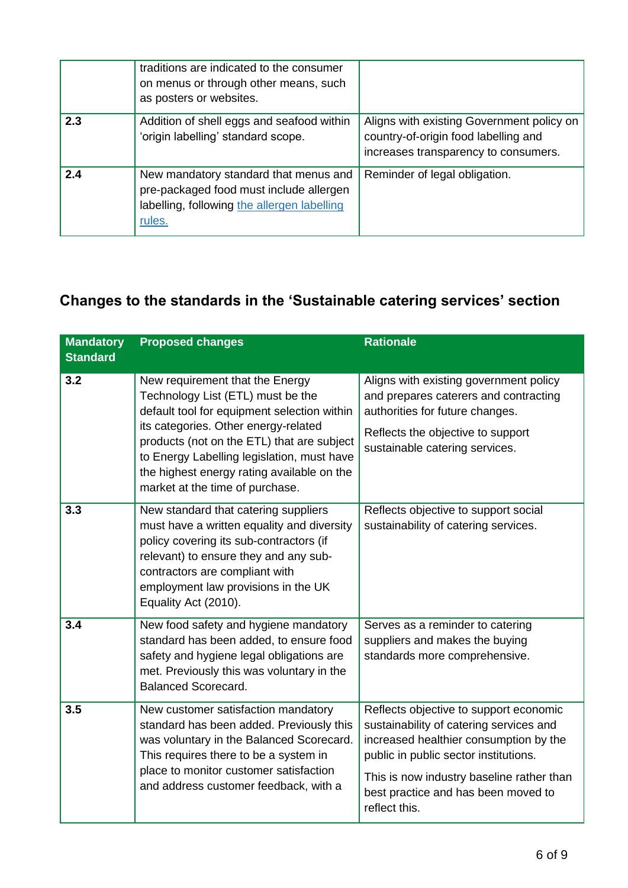| | | |
|---|---|---|
| | traditions are indicated to the consumer on menus or through other means, such as posters or websites. | |
| **2.3** | Addition of shell eggs and seafood within 'origin labelling' standard scope. | Aligns with existing Government policy on country-of-origin food labelling and increases transparency to consumers. |
| **2.4** | New mandatory standard that menus and pre-packaged food must include allergen labelling, following [the allergen labelling rules.]() | Reminder of legal obligation. |

## Changes to the standards in the 'Sustainable catering services' section

| Mandatory Standard | Proposed changes | Rationale |
|---|---|---|
| **3.2** | New requirement that the Energy Technology List (ETL) must be the default tool for equipment selection within its categories. Other energy-related products (not on the ETL) that are subject to Energy Labelling legislation, must have the highest energy rating available on the market at the time of purchase. | Aligns with existing government policy and prepares caterers and contracting authorities for future changes.<br><br>Reflects the objective to support sustainable catering services. |
| **3.3** | New standard that catering suppliers must have a written equality and diversity policy covering its sub-contractors (if relevant) to ensure they and any sub-contractors are compliant with employment law provisions in the UK Equality Act (2010). | Reflects objective to support social sustainability of catering services. |
| **3.4** | New food safety and hygiene mandatory standard has been added, to ensure food safety and hygiene legal obligations are met. Previously this was voluntary in the Balanced Scorecard. | Serves as a reminder to catering suppliers and makes the buying standards more comprehensive. |
| **3.5** | New customer satisfaction mandatory standard has been added. Previously this was voluntary in the Balanced Scorecard. This requires there to be a system in place to monitor customer satisfaction and address customer feedback, with a | Reflects objective to support economic sustainability of catering services and increased healthier consumption by the public in public sector institutions.<br><br>This is now industry baseline rather than best practice and has been moved to reflect this. |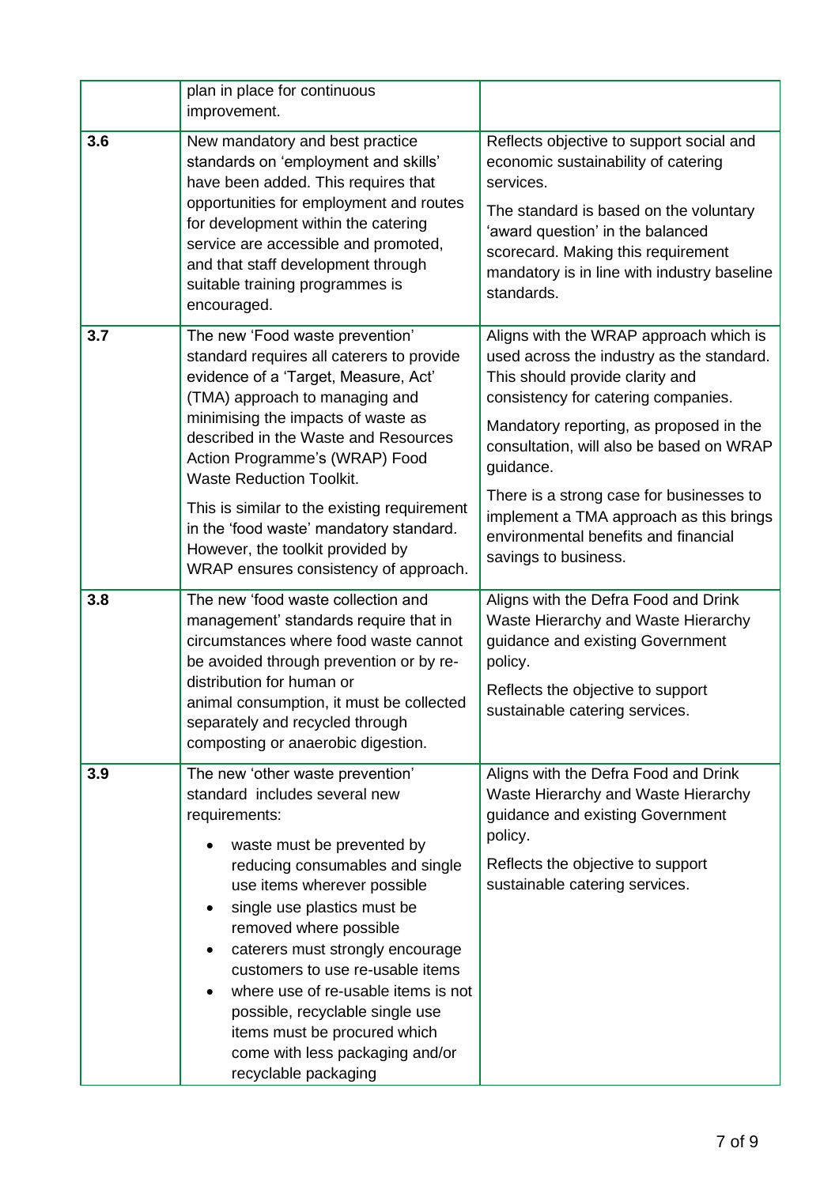| | | |
|---|---|---|
| | plan in place for continuous improvement. | |
| 3.6 | New mandatory and best practice standards on 'employment and skills' have been added. This requires that opportunities for employment and routes for development within the catering service are accessible and promoted, and that staff development through suitable training programmes is encouraged. | Reflects objective to support social and economic sustainability of catering services.<br><br>The standard is based on the voluntary 'award question' in the balanced scorecard. Making this requirement mandatory is in line with industry baseline standards. |
| 3.7 | The new 'Food waste prevention' standard requires all caterers to provide evidence of a 'Target, Measure, Act' (TMA) approach to managing and minimising the impacts of waste as described in the Waste and Resources Action Programme's (WRAP) Food Waste Reduction Toolkit.<br><br>This is similar to the existing requirement in the 'food waste' mandatory standard. However, the toolkit provided by WRAP ensures consistency of approach. | Aligns with the WRAP approach which is used across the industry as the standard. This should provide clarity and consistency for catering companies.<br><br>Mandatory reporting, as proposed in the consultation, will also be based on WRAP guidance.<br><br>There is a strong case for businesses to implement a TMA approach as this brings environmental benefits and financial savings to business. |
| 3.8 | The new 'food waste collection and management' standards require that in circumstances where food waste cannot be avoided through prevention or by re-distribution for human or animal consumption, it must be collected separately and recycled through composting or anaerobic digestion. | Aligns with the Defra Food and Drink Waste Hierarchy and Waste Hierarchy guidance and existing Government policy.<br><br>Reflects the objective to support sustainable catering services. |
| 3.9 | The new 'other waste prevention' standard includes several new requirements:<br><br>• waste must be prevented by reducing consumables and single use items wherever possible<br>• single use plastics must be removed where possible<br>• caterers must strongly encourage customers to use re-usable items<br>• where use of re-usable items is not possible, recyclable single use items must be procured which come with less packaging and/or recyclable packaging | Aligns with the Defra Food and Drink Waste Hierarchy and Waste Hierarchy guidance and existing Government policy.<br><br>Reflects the objective to support sustainable catering services. |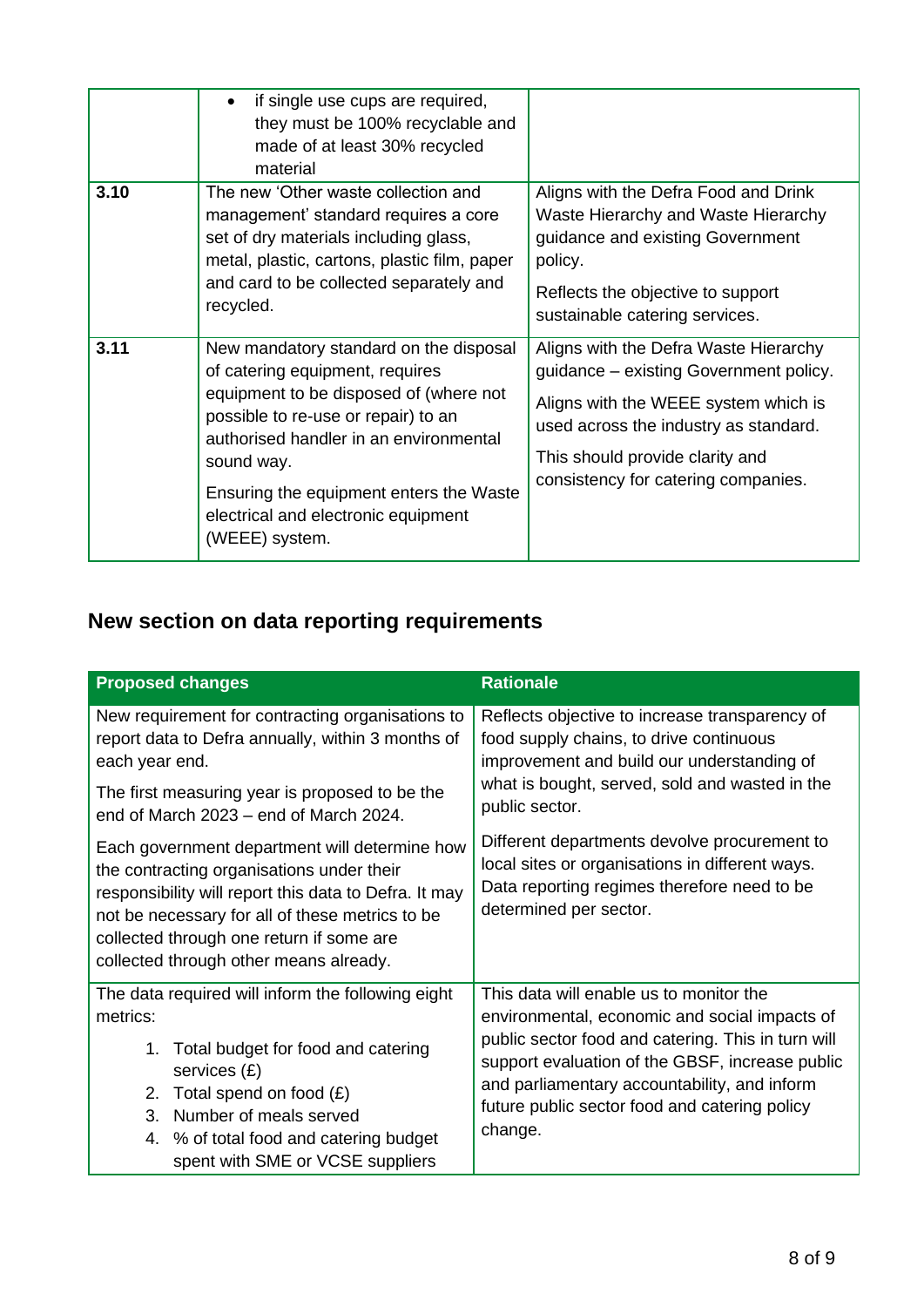| | | |
|---|---|---|
| | • if single use cups are required, they must be 100% recyclable and made of at least 30% recycled material | |
| **3.10** | The new 'Other waste collection and management' standard requires a core set of dry materials including glass, metal, plastic, cartons, plastic film, paper and card to be collected separately and recycled. | Aligns with the Defra Food and Drink Waste Hierarchy and Waste Hierarchy guidance and existing Government policy.<br><br>Reflects the objective to support sustainable catering services. |
| **3.11** | New mandatory standard on the disposal of catering equipment, requires equipment to be disposed of (where not possible to re-use or repair) to an authorised handler in an environmental sound way.<br><br>Ensuring the equipment enters the Waste electrical and electronic equipment (WEEE) system. | Aligns with the Defra Waste Hierarchy guidance – existing Government policy.<br><br>Aligns with the WEEE system which is used across the industry as standard.<br><br>This should provide clarity and consistency for catering companies. |

## New section on data reporting requirements

| Proposed changes | Rationale |
|---|---|
| New requirement for contracting organisations to report data to Defra annually, within 3 months of each year end.<br><br>The first measuring year is proposed to be the end of March 2023 – end of March 2024.<br><br>Each government department will determine how the contracting organisations under their responsibility will report this data to Defra. It may not be necessary for all of these metrics to be collected through one return if some are collected through other means already. | Reflects objective to increase transparency of food supply chains, to drive continuous improvement and build our understanding of what is bought, served, sold and wasted in the public sector.<br><br>Different departments devolve procurement to local sites or organisations in different ways. Data reporting regimes therefore need to be determined per sector. |
| The data required will inform the following eight metrics:<br><br>1. Total budget for food and catering services (£)<br>2. Total spend on food (£)<br>3. Number of meals served<br>4. % of total food and catering budget spent with SME or VCSE suppliers | This data will enable us to monitor the environmental, economic and social impacts of public sector food and catering. This in turn will support evaluation of the GBSF, increase public and parliamentary accountability, and inform future public sector food and catering policy change. |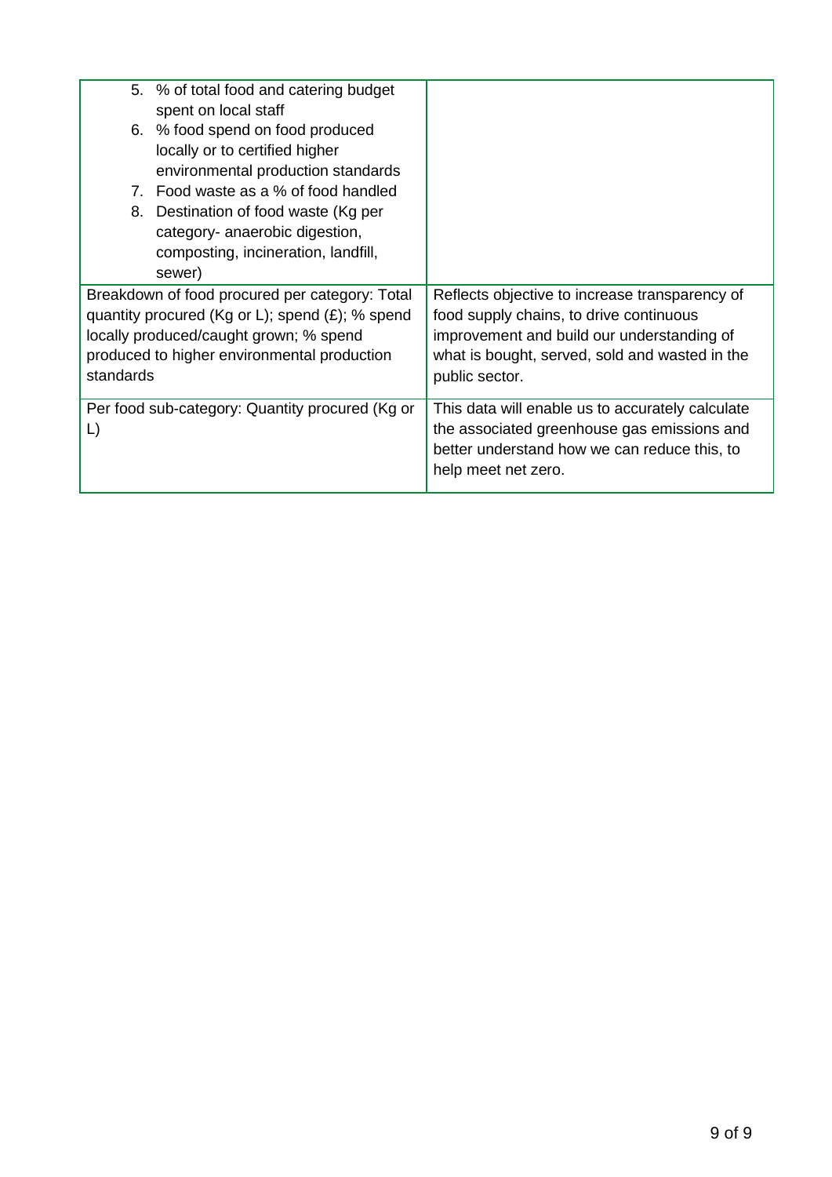| | |
|---|---|
| 5. % of total food and catering budget spent on local staff<br>6. % food spend on food produced locally or to certified higher environmental production standards<br>7. Food waste as a % of food handled<br>8. Destination of food waste (Kg per category- anaerobic digestion, composting, incineration, landfill, sewer) | |
| Breakdown of food procured per category: Total quantity procured (Kg or L); spend (£); % spend locally produced/caught grown; % spend produced to higher environmental production standards | Reflects objective to increase transparency of food supply chains, to drive continuous improvement and build our understanding of what is bought, served, sold and wasted in the public sector. |
| Per food sub-category: Quantity procured (Kg or L) | This data will enable us to accurately calculate the associated greenhouse gas emissions and better understand how we can reduce this, to help meet net zero. |